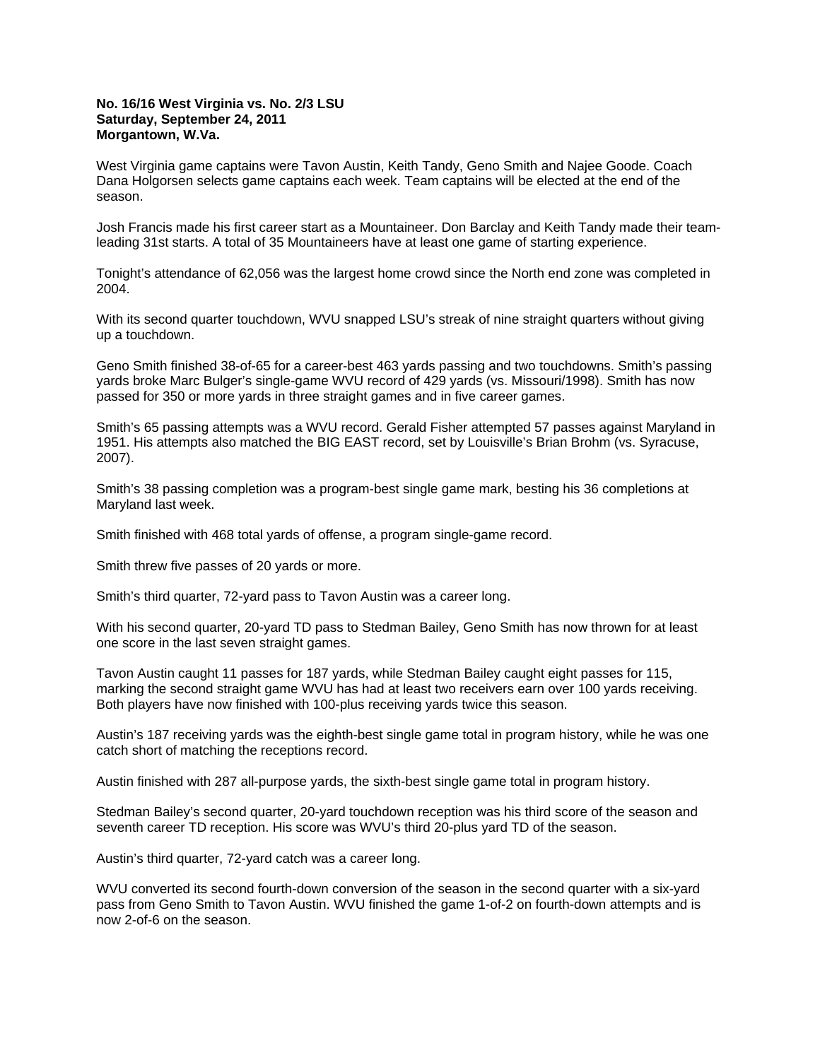**No. 16/16 West Virginia vs. No. 2/3 LSU**
**Saturday, September 24, 2011**
**Morgantown, W.Va.**

West Virginia game captains were Tavon Austin, Keith Tandy, Geno Smith and Najee Goode. Coach Dana Holgorsen selects game captains each week. Team captains will be elected at the end of the season.

Josh Francis made his first career start as a Mountaineer. Don Barclay and Keith Tandy made their team-leading 31st starts. A total of 35 Mountaineers have at least one game of starting experience.

Tonight's attendance of 62,056 was the largest home crowd since the North end zone was completed in 2004.

With its second quarter touchdown, WVU snapped LSU's streak of nine straight quarters without giving up a touchdown.

Geno Smith finished 38-of-65 for a career-best 463 yards passing and two touchdowns. Smith's passing yards broke Marc Bulger's single-game WVU record of 429 yards (vs. Missouri/1998). Smith has now passed for 350 or more yards in three straight games and in five career games.

Smith's 65 passing attempts was a WVU record. Gerald Fisher attempted 57 passes against Maryland in 1951. His attempts also matched the BIG EAST record, set by Louisville's Brian Brohm (vs. Syracuse, 2007).

Smith's 38 passing completion was a program-best single game mark, besting his 36 completions at Maryland last week.

Smith finished with 468 total yards of offense, a program single-game record.

Smith threw five passes of 20 yards or more.

Smith's third quarter, 72-yard pass to Tavon Austin was a career long.

With his second quarter, 20-yard TD pass to Stedman Bailey, Geno Smith has now thrown for at least one score in the last seven straight games.

Tavon Austin caught 11 passes for 187 yards, while Stedman Bailey caught eight passes for 115, marking the second straight game WVU has had at least two receivers earn over 100 yards receiving. Both players have now finished with 100-plus receiving yards twice this season.

Austin's 187 receiving yards was the eighth-best single game total in program history, while he was one catch short of matching the receptions record.

Austin finished with 287 all-purpose yards, the sixth-best single game total in program history.

Stedman Bailey's second quarter, 20-yard touchdown reception was his third score of the season and seventh career TD reception. His score was WVU's third 20-plus yard TD of the season.

Austin's third quarter, 72-yard catch was a career long.

WVU converted its second fourth-down conversion of the season in the second quarter with a six-yard pass from Geno Smith to Tavon Austin. WVU finished the game 1-of-2 on fourth-down attempts and is now 2-of-6 on the season.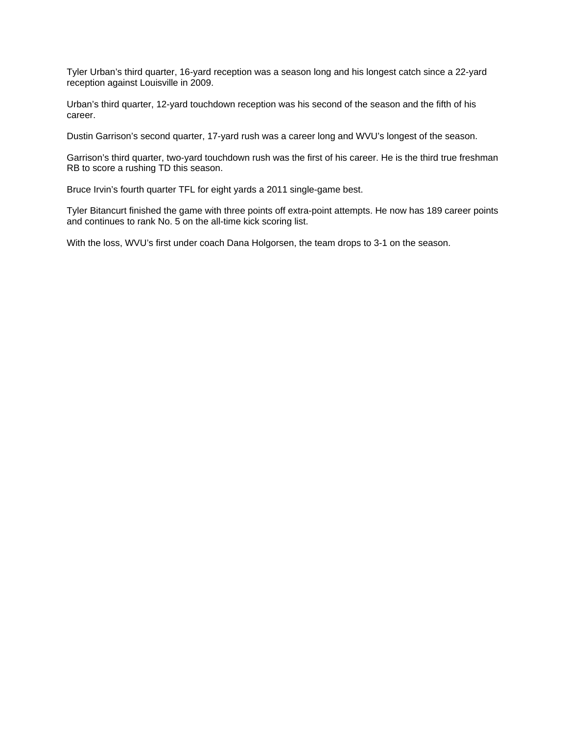Tyler Urban's third quarter, 16-yard reception was a season long and his longest catch since a 22-yard reception against Louisville in 2009.

Urban's third quarter, 12-yard touchdown reception was his second of the season and the fifth of his career.

Dustin Garrison's second quarter, 17-yard rush was a career long and WVU's longest of the season.

Garrison's third quarter, two-yard touchdown rush was the first of his career. He is the third true freshman RB to score a rushing TD this season.

Bruce Irvin's fourth quarter TFL for eight yards a 2011 single-game best.

Tyler Bitancurt finished the game with three points off extra-point attempts. He now has 189 career points and continues to rank No. 5 on the all-time kick scoring list.

With the loss, WVU's first under coach Dana Holgorsen, the team drops to 3-1 on the season.